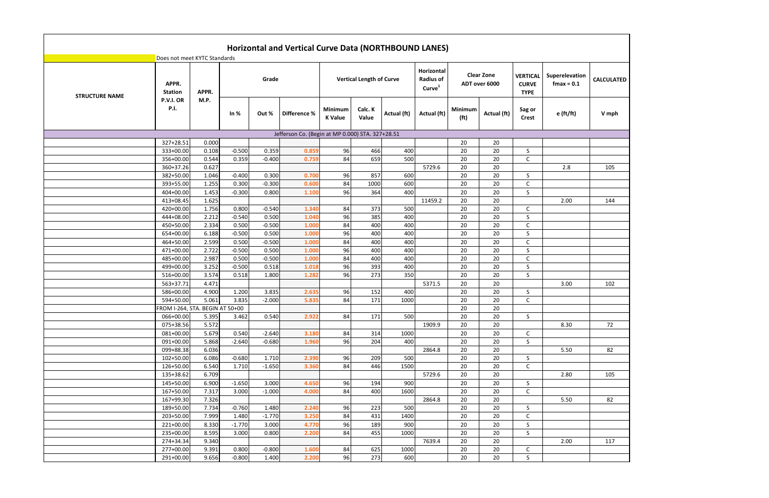# Horizontal and Vertical Curve Data (NORTHBOUND LANES)

Does not meet KYTC Standards

| STRUCTURE NAME | APPR. Station P.V.I. OR P.I. | APPR. M.P. | Grade | | | Vertical Length of Curve | | | Horizontal Radius of Curve[1] | Clear Zone ADT over 6000 | | VERTICAL CURVE TYPE | Superelevation fmax = 0.1 | CALCULATED |
|---|---|---|---|---|---|---|---|---|---|---|---|---|---|---|
| | | | In % | Out % | Difference % | Minimum K Value | Calc. K Value | Actual (ft) | Actual (ft) | Minimum (ft) | Actual (ft) | Sag or Crest | e (ft/ft) | V mph |
| Jefferson Co. (Begin at MP 0.000) STA. 327+28.51 | | | | | | | | | | | | | | |
| | 327+28.51 | 0.000 | | | | | | | | 20 | 20 | | | |
| | 333+00.00 | 0.108 | -0.500 | 0.359 | 0.859 | 96 | 466 | 400 | | 20 | 20 | S | | |
| | 356+00.00 | 0.544 | 0.359 | -0.400 | 0.759 | 84 | 659 | 500 | | 20 | 20 | C | | |
| | 360+37.26 | 0.627 | | | | | | | 5729.6 | 20 | 20 | | 2.8 | 105 |
| | 382+50.00 | 1.046 | -0.400 | 0.300 | 0.700 | 96 | 857 | 600 | | 20 | 20 | S | | |
| | 393+55.00 | 1.255 | 0.300 | -0.300 | 0.600 | 84 | 1000 | 600 | | 20 | 20 | C | | |
| | 404+00.00 | 1.453 | -0.300 | 0.800 | 1.100 | 96 | 364 | 400 | | 20 | 20 | S | | |
| | 413+08.45 | 1.625 | | | | | | | 11459.2 | 20 | 20 | | 2.00 | 144 |
| | 420+00.00 | 1.756 | 0.800 | -0.540 | 1.340 | 84 | 373 | 500 | | 20 | 20 | C | | |
| | 444+08.00 | 2.212 | -0.540 | 0.500 | 1.040 | 96 | 385 | 400 | | 20 | 20 | S | | |
| | 450+50.00 | 2.334 | 0.500 | -0.500 | 1.000 | 84 | 400 | 400 | | 20 | 20 | C | | |
| | 654+00.00 | 6.188 | -0.500 | 0.500 | 1.000 | 96 | 400 | 400 | | 20 | 20 | S | | |
| | 464+50.00 | 2.599 | 0.500 | -0.500 | 1.000 | 84 | 400 | 400 | | 20 | 20 | C | | |
| | 471+00.00 | 2.722 | -0.500 | 0.500 | 1.000 | 96 | 400 | 400 | | 20 | 20 | S | | |
| | 485+00.00 | 2.987 | 0.500 | -0.500 | 1.000 | 84 | 400 | 400 | | 20 | 20 | C | | |
| | 499+00.00 | 3.252 | -0.500 | 0.518 | 1.018 | 96 | 393 | 400 | | 20 | 20 | S | | |
| | 516+00.00 | 3.574 | 0.518 | 1.800 | 1.282 | 96 | 273 | 350 | | 20 | 20 | S | | |
| | 563+37.71 | 4.471 | | | | | | | 5371.5 | 20 | 20 | | 3.00 | 102 |
| | 586+00.00 | 4.900 | 1.200 | 3.835 | 2.635 | 96 | 152 | 400 | | 20 | 20 | S | | |
| | 594+50.00 | 5.061 | 3.835 | -2.000 | 5.835 | 84 | 171 | 1000 | | 20 | 20 | C | | |
| | FROM I-264, STA. BEGIN AT 50+00 | | | | | | | | | 20 | 20 | | | |
| | 066+00.00 | 5.395 | 3.462 | 0.540 | 2.922 | 84 | 171 | 500 | | 20 | 20 | S | | |
| | 075+38.56 | 5.572 | | | | | | | 1909.9 | 20 | 20 | | 8.30 | 72 |
| | 081+00.00 | 5.679 | 0.540 | -2.640 | 3.180 | 84 | 314 | 1000 | | 20 | 20 | C | | |
| | 091+00.00 | 5.868 | -2.640 | -0.680 | 1.960 | 96 | 204 | 400 | | 20 | 20 | S | | |
| | 099+88.38 | 6.036 | | | | | | | 2864.8 | 20 | 20 | | 5.50 | 82 |
| | 102+50.00 | 6.086 | -0.680 | 1.710 | 2.390 | 96 | 209 | 500 | | 20 | 20 | S | | |
| | 126+50.00 | 6.540 | 1.710 | -1.650 | 3.360 | 84 | 446 | 1500 | | 20 | 20 | C | | |
| | 135+38.62 | 6.709 | | | | | | | 5729.6 | 20 | 20 | | 2.80 | 105 |
| | 145+50.00 | 6.900 | -1.650 | 3.000 | 4.650 | 96 | 194 | 900 | | 20 | 20 | S | | |
| | 167+50.00 | 7.317 | 3.000 | -1.000 | 4.000 | 84 | 400 | 1600 | | 20 | 20 | C | | |
| | 167+99.30 | 7.326 | | | | | | | 2864.8 | 20 | 20 | | 5.50 | 82 |
| | 189+50.00 | 7.734 | -0.760 | 1.480 | 2.240 | 96 | 223 | 500 | | 20 | 20 | S | | |
| | 203+50.00 | 7.999 | 1.480 | -1.770 | 3.250 | 84 | 431 | 1400 | | 20 | 20 | C | | |
| | 221+00.00 | 8.330 | -1.770 | 3.000 | 4.770 | 96 | 189 | 900 | | 20 | 20 | S | | |
| | 235+00.00 | 8.595 | 3.000 | 0.800 | 2.200 | 84 | 455 | 1000 | | 20 | 20 | S | | |
| | 274+34.34 | 9.340 | | | | | | | 7639.4 | 20 | 20 | | 2.00 | 117 |
| | 277+00.00 | 9.391 | 0.800 | -0.800 | 1.600 | 84 | 625 | 1000 | | 20 | 20 | C | | |
| | 291+00.00 | 9.656 | -0.800 | 1.400 | 2.200 | 96 | 273 | 600 | | 20 | 20 | S | | |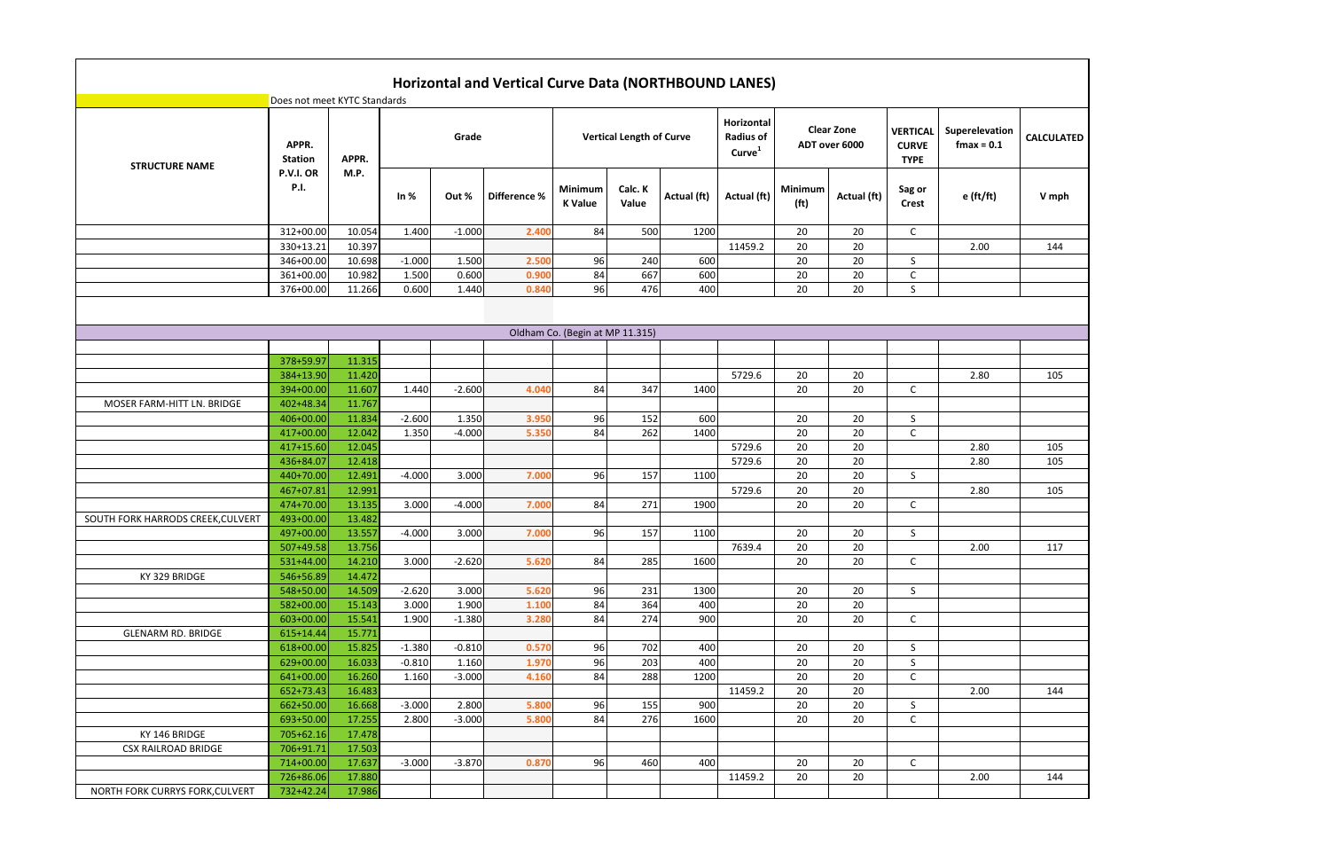# Horizontal and Vertical Curve Data (NORTHBOUND LANES)

Does not meet KYTC Standards

| STRUCTURE NAME | APPR. Station P.V.I. OR P.I. | APPR. M.P. | Grade | | | Vertical Length of Curve | | | Horizontal Radius of Curve[1] | Clear Zone ADT over 6000 | | VERTICAL CURVE TYPE | Superelevation fmax = 0.1 | CALCULATED |
|---|---|---|---|---|---|---|---|---|---|---|---|---|---|---|
| | | | In % | Out % | Difference % | Minimum K Value | Calc. K Value | Actual (ft) | Actual (ft) | Minimum (ft) | Actual (ft) | Sag or Crest | e (ft/ft) | V mph |
| | 312+00.00 | 10.054 | 1.400 | -1.000 | 2.400 | 84 | 500 | 1200 | | 20 | 20 | C | | |
| | 330+13.21 | 10.397 | | | | | | | 11459.2 | 20 | 20 | | 2.00 | 144 |
| | 346+00.00 | 10.698 | -1.000 | 1.500 | 2.500 | 96 | 240 | 600 | | 20 | 20 | S | | |
| | 361+00.00 | 10.982 | 1.500 | 0.600 | 0.900 | 84 | 667 | 600 | | 20 | 20 | C | | |
| | 376+00.00 | 11.266 | 0.600 | 1.440 | 0.840 | 96 | 476 | 400 | | 20 | 20 | S | | |
| | | | | | | | | | | | | | | |
| | | | | | Oldham Co. (Begin at MP 11.315) | | | | | | | | | |
| | | | | | | | | | | | | | | |
| | 378+59.97 | 11.315 | | | | | | | | | | | | |
| | 384+13.90 | 11.420 | | | | | | | 5729.6 | 20 | 20 | | 2.80 | 105 |
| | 394+00.00 | 11.607 | 1.440 | -2.600 | 4.040 | 84 | 347 | 1400 | | 20 | 20 | C | | |
| MOSER FARM-HITT LN. BRIDGE | 402+48.34 | 11.767 | | | | | | | | | | | | |
| | 406+00.00 | 11.834 | -2.600 | 1.350 | 3.950 | 96 | 152 | 600 | | 20 | 20 | S | | |
| | 417+00.00 | 12.042 | 1.350 | -4.000 | 5.350 | 84 | 262 | 1400 | | 20 | 20 | C | | |
| | 417+15.60 | 12.045 | | | | | | | 5729.6 | 20 | 20 | | 2.80 | 105 |
| | 436+84.07 | 12.418 | | | | | | | 5729.6 | 20 | 20 | | 2.80 | 105 |
| | 440+70.00 | 12.491 | -4.000 | 3.000 | 7.000 | 96 | 157 | 1100 | | 20 | 20 | S | | |
| | 467+07.81 | 12.991 | | | | | | | 5729.6 | 20 | 20 | | 2.80 | 105 |
| | 474+70.00 | 13.135 | 3.000 | -4.000 | 7.000 | 84 | 271 | 1900 | | 20 | 20 | C | | |
| SOUTH FORK HARRODS CREEK,CULVERT | 493+00.00 | 13.482 | | | | | | | | | | | | |
| | 497+00.00 | 13.557 | -4.000 | 3.000 | 7.000 | 96 | 157 | 1100 | | 20 | 20 | S | | |
| | 507+49.58 | 13.756 | | | | | | | 7639.4 | 20 | 20 | | 2.00 | 117 |
| | 531+44.00 | 14.210 | 3.000 | -2.620 | 5.620 | 84 | 285 | 1600 | | 20 | 20 | C | | |
| KY 329 BRIDGE | 546+56.89 | 14.472 | | | | | | | | | | | | |
| | 548+50.00 | 14.509 | -2.620 | 3.000 | 5.620 | 96 | 231 | 1300 | | 20 | 20 | S | | |
| | 582+00.00 | 15.143 | 3.000 | 1.900 | 1.100 | 84 | 364 | 400 | | 20 | 20 | | | |
| | 603+00.00 | 15.541 | 1.900 | -1.380 | 3.280 | 84 | 274 | 900 | | 20 | 20 | C | | |
| GLENARM RD. BRIDGE | 615+14.44 | 15.771 | | | | | | | | | | | | |
| | 618+00.00 | 15.825 | -1.380 | -0.810 | 0.570 | 96 | 702 | 400 | | 20 | 20 | S | | |
| | 629+00.00 | 16.033 | -0.810 | 1.160 | 1.970 | 96 | 203 | 400 | | 20 | 20 | S | | |
| | 641+00.00 | 16.260 | 1.160 | -3.000 | 4.160 | 84 | 288 | 1200 | | 20 | 20 | C | | |
| | 652+73.43 | 16.483 | | | | | | | 11459.2 | 20 | 20 | | 2.00 | 144 |
| | 662+50.00 | 16.668 | -3.000 | 2.800 | 5.800 | 96 | 155 | 900 | | 20 | 20 | S | | |
| | 693+50.00 | 17.255 | 2.800 | -3.000 | 5.800 | 84 | 276 | 1600 | | 20 | 20 | C | | |
| KY 146 BRIDGE | 705+62.16 | 17.478 | | | | | | | | | | | | |
| CSX RAILROAD BRIDGE | 706+91.71 | 17.503 | | | | | | | | | | | | |
| | 714+00.00 | 17.637 | -3.000 | -3.870 | 0.870 | 96 | 460 | 400 | | 20 | 20 | C | | |
| | 726+86.06 | 17.880 | | | | | | | 11459.2 | 20 | 20 | | 2.00 | 144 |
| NORTH FORK CURRYS FORK,CULVERT | 732+42.24 | 17.986 | | | | | | | | | | | | |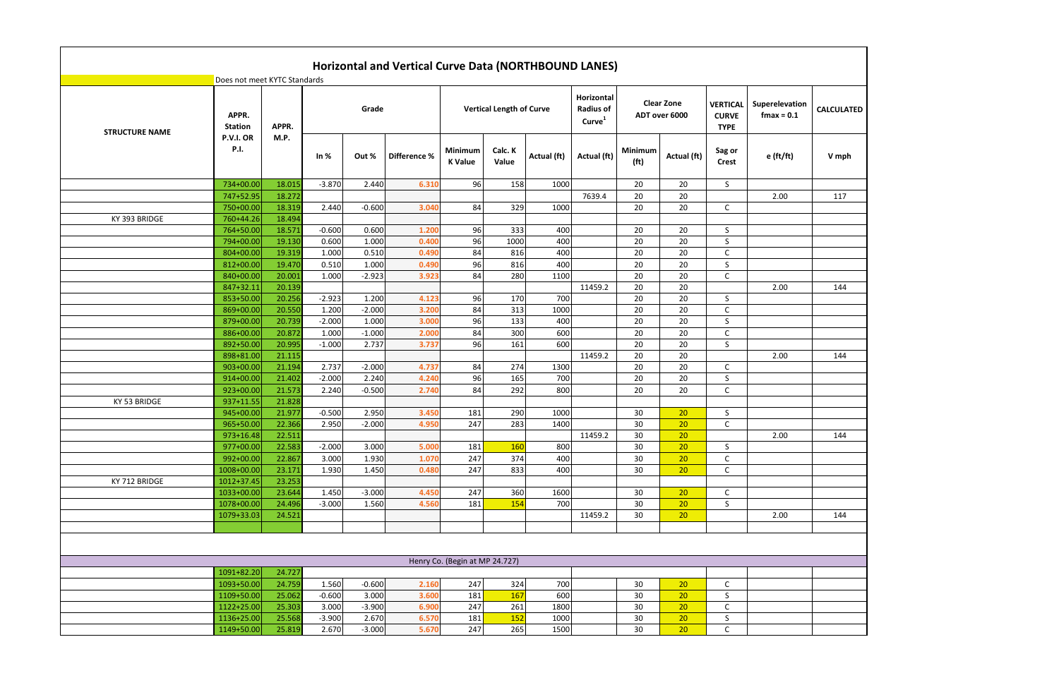# Horizontal and Vertical Curve Data (NORTHBOUND LANES)

Does not meet KYTC Standards

| STRUCTURE NAME | APPR. Station P.V.I. OR P.I. | APPR. M.P. | Grade | | | Vertical Length of Curve | | | Horizontal Radius of Curve[1] | Clear Zone ADT over 6000 | | VERTICAL CURVE TYPE | Superelevation fmax = 0.1 | CALCULATED |
|---|---|---|---|---|---|---|---|---|---|---|---|---|---|---|
| | | | In % | Out % | Difference % | Minimum K Value | Calc. K Value | Actual (ft) | Actual (ft) | Minimum (ft) | Actual (ft) | Sag or Crest | e (ft/ft) | V mph |
| | 734+00.00 | 18.015 | -3.870 | 2.440 | 6.310 | 96 | 158 | 1000 | | 20 | 20 | S | | |
| | 747+52.95 | 18.272 | | | | | | | 7639.4 | 20 | 20 | | 2.00 | 117 |
| | 750+00.00 | 18.319 | 2.440 | -0.600 | 3.040 | 84 | 329 | 1000 | | 20 | 20 | C | | |
| KY 393 BRIDGE | 760+44.26 | 18.494 | | | | | | | | | | | | |
| | 764+50.00 | 18.571 | -0.600 | 0.600 | 1.200 | 96 | 333 | 400 | | 20 | 20 | S | | |
| | 794+00.00 | 19.130 | 0.600 | 1.000 | 0.400 | 96 | 1000 | 400 | | 20 | 20 | S | | |
| | 804+00.00 | 19.319 | 1.000 | 0.510 | 0.490 | 84 | 816 | 400 | | 20 | 20 | C | | |
| | 812+00.00 | 19.470 | 0.510 | 1.000 | 0.490 | 96 | 816 | 400 | | 20 | 20 | S | | |
| | 840+00.00 | 20.001 | 1.000 | -2.923 | 3.923 | 84 | 280 | 1100 | | 20 | 20 | C | | |
| | 847+32.11 | 20.139 | | | | | | | 11459.2 | 20 | 20 | | 2.00 | 144 |
| | 853+50.00 | 20.256 | -2.923 | 1.200 | 4.123 | 96 | 170 | 700 | | 20 | 20 | S | | |
| | 869+00.00 | 20.550 | 1.200 | -2.000 | 3.200 | 84 | 313 | 1000 | | 20 | 20 | C | | |
| | 879+00.00 | 20.739 | -2.000 | 1.000 | 3.000 | 96 | 133 | 400 | | 20 | 20 | S | | |
| | 886+00.00 | 20.872 | 1.000 | -1.000 | 2.000 | 84 | 300 | 600 | | 20 | 20 | C | | |
| | 892+50.00 | 20.995 | -1.000 | 2.737 | 3.737 | 96 | 161 | 600 | | 20 | 20 | S | | |
| | 898+81.00 | 21.115 | | | | | | | 11459.2 | 20 | 20 | | 2.00 | 144 |
| | 903+00.00 | 21.194 | 2.737 | -2.000 | 4.737 | 84 | 274 | 1300 | | 20 | 20 | C | | |
| | 914+00.00 | 21.402 | -2.000 | 2.240 | 4.240 | 96 | 165 | 700 | | 20 | 20 | S | | |
| | 923+00.00 | 21.573 | 2.240 | -0.500 | 2.740 | 84 | 292 | 800 | | 20 | 20 | C | | |
| KY 53 BRIDGE | 937+11.55 | 21.828 | | | | | | | | | | | | |
| | 945+00.00 | 21.977 | -0.500 | 2.950 | 3.450 | 181 | 290 | 1000 | | 30 | 20 | S | | |
| | 965+50.00 | 22.366 | 2.950 | -2.000 | 4.950 | 247 | 283 | 1400 | | 30 | 20 | C | | |
| | 973+16.48 | 22.511 | | | | | | | 11459.2 | 30 | 20 | | 2.00 | 144 |
| | 977+00.00 | 22.583 | -2.000 | 3.000 | 5.000 | 181 | 160 | 800 | | 30 | 20 | S | | |
| | 992+00.00 | 22.867 | 3.000 | 1.930 | 1.070 | 247 | 374 | 400 | | 30 | 20 | C | | |
| | 1008+00.00 | 23.171 | 1.930 | 1.450 | 0.480 | 247 | 833 | 400 | | 30 | 20 | C | | |
| KY 712 BRIDGE | 1012+37.45 | 23.253 | | | | | | | | | | | | |
| | 1033+00.00 | 23.644 | 1.450 | -3.000 | 4.450 | 247 | 360 | 1600 | | 30 | 20 | C | | |
| | 1078+00.00 | 24.496 | -3.000 | 1.560 | 4.560 | 181 | 154 | 700 | | 30 | 20 | S | | |
| | 1079+33.03 | 24.521 | | | | | | | 11459.2 | 30 | 20 | | 2.00 | 144 |
| | | | | | | | | | | | | | | |
| Henry Co. (Begin at MP 24.727) | | | | | | | | | | | | | | |
| | 1091+82.20 | 24.727 | | | | | | | | | | | | |
| | 1093+50.00 | 24.759 | 1.560 | -0.600 | 2.160 | 247 | 324 | 700 | | 30 | 20 | C | | |
| | 1109+50.00 | 25.062 | -0.600 | 3.000 | 3.600 | 181 | 167 | 600 | | 30 | 20 | S | | |
| | 1122+25.00 | 25.303 | 3.000 | -3.900 | 6.900 | 247 | 261 | 1800 | | 30 | 20 | C | | |
| | 1136+25.00 | 25.568 | -3.900 | 2.670 | 6.570 | 181 | 152 | 1000 | | 30 | 20 | S | | |
| | 1149+50.00 | 25.819 | 2.670 | -3.000 | 5.670 | 247 | 265 | 1500 | | 30 | 20 | C | | |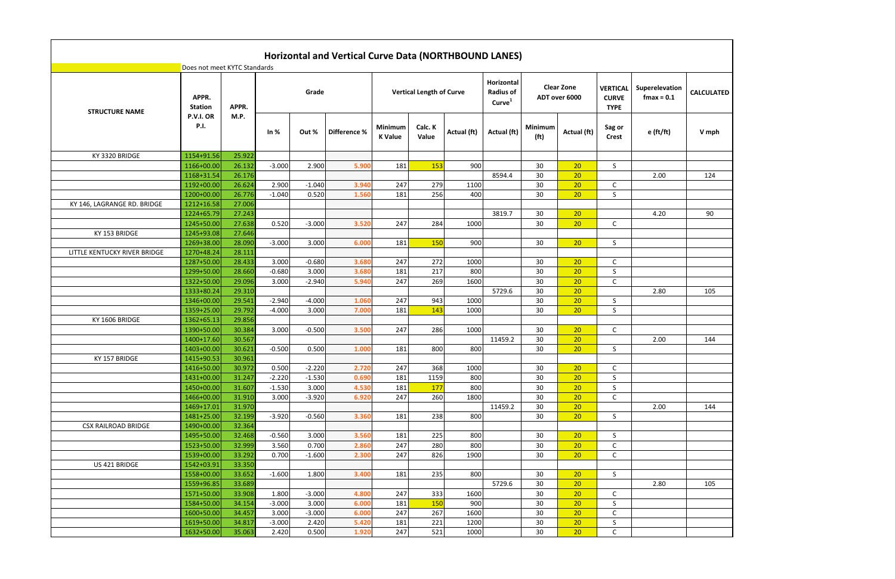# Horizontal and Vertical Curve Data (NORTHBOUND LANES)

Does not meet KYTC Standards

| STRUCTURE NAME | APPR. Station P.V.I. OR P.I. | APPR. M.P. | Grade | | | Vertical Length of Curve | | | Horizontal Radius of Curve[1] | Clear Zone ADT over 6000 | | VERTICAL CURVE TYPE | Superelevation fmax = 0.1 | CALCULATED |
|---|---|---|---|---|---|---|---|---|---|---|---|---|---|---|
| | | | In % | Out % | Difference % | Minimum K Value | Calc. K Value | Actual (ft) | Actual (ft) | Minimum (ft) | Actual (ft) | Sag or Crest | e (ft/ft) | V mph |
| KY 3320 BRIDGE | 1154+91.56 | 25.922 | | | | | | | | | | | | |
| | 1166+00.00 | 26.132 | -3.000 | 2.900 | 5.900 | 181 | 153 | 900 | | 30 | 20 | S | | |
| | 1168+31.54 | 26.176 | | | | | | | 8594.4 | 30 | 20 | | 2.00 | 124 |
| | 1192+00.00 | 26.624 | 2.900 | -1.040 | 3.940 | 247 | 279 | 1100 | | 30 | 20 | C | | |
| | 1200+00.00 | 26.776 | -1.040 | 0.520 | 1.560 | 181 | 256 | 400 | | 30 | 20 | S | | |
| KY 146, LAGRANGE RD. BRIDGE | 1212+16.58 | 27.006 | | | | | | | | | | | | |
| | 1224+65.79 | 27.243 | | | | | | | 3819.7 | 30 | 20 | | 4.20 | 90 |
| | 1245+50.00 | 27.638 | 0.520 | -3.000 | 3.520 | 247 | 284 | 1000 | | 30 | 20 | C | | |
| KY 153 BRIDGE | 1245+93.08 | 27.646 | | | | | | | | | | | | |
| | 1269+38.00 | 28.090 | -3.000 | 3.000 | 6.000 | 181 | 150 | 900 | | 30 | 20 | S | | |
| LITTLE KENTUCKY RIVER BRIDGE | 1270+48.24 | 28.111 | | | | | | | | | | | | |
| | 1287+50.00 | 28.433 | 3.000 | -0.680 | 3.680 | 247 | 272 | 1000 | | 30 | 20 | C | | |
| | 1299+50.00 | 28.660 | -0.680 | 3.000 | 3.680 | 181 | 217 | 800 | | 30 | 20 | S | | |
| | 1322+50.00 | 29.096 | 3.000 | -2.940 | 5.940 | 247 | 269 | 1600 | | 30 | 20 | C | | |
| | 1333+80.24 | 29.310 | | | | | | | 5729.6 | 30 | 20 | | 2.80 | 105 |
| | 1346+00.00 | 29.541 | -2.940 | -4.000 | 1.060 | 247 | 943 | 1000 | | 30 | 20 | S | | |
| | 1359+25.00 | 29.792 | -4.000 | 3.000 | 7.000 | 181 | 143 | 1000 | | 30 | 20 | S | | |
| KY 1606 BRIDGE | 1362+65.13 | 29.856 | | | | | | | | | | | | |
| | 1390+50.00 | 30.384 | 3.000 | -0.500 | 3.500 | 247 | 286 | 1000 | | 30 | 20 | C | | |
| | 1400+17.60 | 30.567 | | | | | | | 11459.2 | 30 | 20 | | 2.00 | 144 |
| | 1403+00.00 | 30.621 | -0.500 | 0.500 | 1.000 | 181 | 800 | 800 | | 30 | 20 | S | | |
| KY 157 BRIDGE | 1415+90.53 | 30.961 | | | | | | | | | | | | |
| | 1416+50.00 | 30.972 | 0.500 | -2.220 | 2.720 | 247 | 368 | 1000 | | 30 | 20 | C | | |
| | 1431+00.00 | 31.247 | -2.220 | -1.530 | 0.690 | 181 | 1159 | 800 | | 30 | 20 | S | | |
| | 1450+00.00 | 31.607 | -1.530 | 3.000 | 4.530 | 181 | 177 | 800 | | 30 | 20 | S | | |
| | 1466+00.00 | 31.910 | 3.000 | -3.920 | 6.920 | 247 | 260 | 1800 | | 30 | 20 | C | | |
| | 1469+17.01 | 31.970 | | | | | | | 11459.2 | 30 | 20 | | 2.00 | 144 |
| | 1481+25.00 | 32.199 | -3.920 | -0.560 | 3.360 | 181 | 238 | 800 | | 30 | 20 | S | | |
| CSX RAILROAD BRIDGE | 1490+00.00 | 32.364 | | | | | | | | | | | | |
| | 1495+50.00 | 32.468 | -0.560 | 3.000 | 3.560 | 181 | 225 | 800 | | 30 | 20 | S | | |
| | 1523+50.00 | 32.999 | 3.560 | 0.700 | 2.860 | 247 | 280 | 800 | | 30 | 20 | C | | |
| | 1539+00.00 | 33.292 | 0.700 | -1.600 | 2.300 | 247 | 826 | 1900 | | 30 | 20 | C | | |
| US 421 BRIDGE | 1542+03.91 | 33.350 | | | | | | | | | | | | |
| | 1558+00.00 | 33.652 | -1.600 | 1.800 | 3.400 | 181 | 235 | 800 | | 30 | 20 | S | | |
| | 1559+96.85 | 33.689 | | | | | | | 5729.6 | 30 | 20 | | 2.80 | 105 |
| | 1571+50.00 | 33.908 | 1.800 | -3.000 | 4.800 | 247 | 333 | 1600 | | 30 | 20 | C | | |
| | 1584+50.00 | 34.154 | -3.000 | 3.000 | 6.000 | 181 | 150 | 900 | | 30 | 20 | S | | |
| | 1600+50.00 | 34.457 | 3.000 | -3.000 | 6.000 | 247 | 267 | 1600 | | 30 | 20 | C | | |
| | 1619+50.00 | 34.817 | -3.000 | 2.420 | 5.420 | 181 | 221 | 1200 | | 30 | 20 | S | | |
| | 1632+50.00 | 35.063 | 2.420 | 0.500 | 1.920 | 247 | 521 | 1000 | | 30 | 20 | C | | |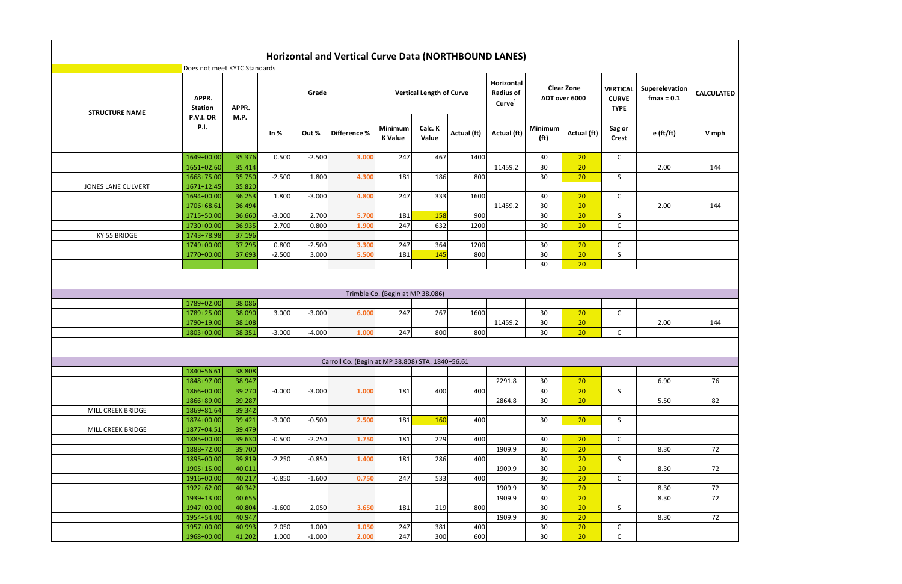# Horizontal and Vertical Curve Data (NORTHBOUND LANES)

Does not meet KYTC Standards

| STRUCTURE NAME | APPR. Station P.V.I. OR P.I. | APPR. M.P. | Grade | | | Vertical Length of Curve | | | Horizontal Radius of Curve[1] | Clear Zone ADT over 6000 | | VERTICAL CURVE TYPE | Superelevation fmax = 0.1 | CALCULATED |
|---|---|---|---|---|---|---|---|---|---|---|---|---|---|---|
| | | | In % | Out % | Difference % | Minimum K Value | Calc. K Value | Actual (ft) | Actual (ft) | Minimum (ft) | Actual (ft) | Sag or Crest | e (ft/ft) | V mph |
| | 1649+00.00 | 35.376 | 0.500 | -2.500 | 3.000 | 247 | 467 | 1400 | | 30 | 20 | C | | |
| | 1651+02.60 | 35.414 | | | | | | | 11459.2 | 30 | 20 | | 2.00 | 144 |
| | 1668+75.00 | 35.750 | -2.500 | 1.800 | 4.300 | 181 | 186 | 800 | | 30 | 20 | S | | |
| JONES LANE CULVERT | 1671+12.45 | 35.820 | | | | | | | | | | | | |
| | 1694+00.00 | 36.253 | 1.800 | -3.000 | 4.800 | 247 | 333 | 1600 | | 30 | 20 | C | | |
| | 1706+68.61 | 36.494 | | | | | | | 11459.2 | 30 | 20 | | 2.00 | 144 |
| | 1715+50.00 | 36.660 | -3.000 | 2.700 | 5.700 | 181 | 158 | 900 | | 30 | 20 | S | | |
| | 1730+00.00 | 36.935 | 2.700 | 0.800 | 1.900 | 247 | 632 | 1200 | | 30 | 20 | C | | |
| KY 55 BRIDGE | 1743+78.98 | 37.196 | | | | | | | | | | | | |
| | 1749+00.00 | 37.295 | 0.800 | -2.500 | 3.300 | 247 | 364 | 1200 | | 30 | 20 | C | | |
| | 1770+00.00 | 37.693 | -2.500 | 3.000 | 5.500 | 181 | 145 | 800 | | 30 | 20 | S | | |
| | | | | | | | | | | 30 | 20 | | | |
| Trimble Co. (Begin at MP 38.086) | | | | | | | | | | | | | | |
| | 1789+02.00 | 38.086 | | | | | | | | | | | | |
| | 1789+25.00 | 38.090 | 3.000 | -3.000 | 6.000 | 247 | 267 | 1600 | | 30 | 20 | C | | |
| | 1790+19.00 | 38.108 | | | | | | | 11459.2 | 30 | 20 | | 2.00 | 144 |
| | 1803+00.00 | 38.351 | -3.000 | -4.000 | 1.000 | 247 | 800 | 800 | | 30 | 20 | C | | |
| Carroll Co. (Begin at MP 38.808) STA. 1840+56.61 | | | | | | | | | | | | | | |
| | 1840+56.61 | 38.808 | | | | | | | | | | | | |
| | 1848+97.00 | 38.947 | | | | | | | 2291.8 | 30 | 20 | | 6.90 | 76 |
| | 1866+00.00 | 39.270 | -4.000 | -3.000 | 1.000 | 181 | 400 | 400 | | 30 | 20 | S | | |
| | 1866+89.00 | 39.287 | | | | | | | 2864.8 | 30 | 20 | | 5.50 | 82 |
| MILL CREEK BRIDGE | 1869+81.64 | 39.342 | | | | | | | | | | | | |
| | 1874+00.00 | 39.421 | -3.000 | -0.500 | 2.500 | 181 | 160 | 400 | | 30 | 20 | S | | |
| MILL CREEK BRIDGE | 1877+04.51 | 39.479 | | | | | | | | | | | | |
| | 1885+00.00 | 39.630 | -0.500 | -2.250 | 1.750 | 181 | 229 | 400 | | 30 | 20 | C | | |
| | 1888+72.00 | 39.700 | | | | | | | 1909.9 | 30 | 20 | | 8.30 | 72 |
| | 1895+00.00 | 39.819 | -2.250 | -0.850 | 1.400 | 181 | 286 | 400 | | 30 | 20 | S | | |
| | 1905+15.00 | 40.011 | | | | | | | 1909.9 | 30 | 20 | | 8.30 | 72 |
| | 1916+00.00 | 40.217 | -0.850 | -1.600 | 0.750 | 247 | 533 | 400 | | 30 | 20 | C | | |
| | 1922+62.00 | 40.342 | | | | | | | 1909.9 | 30 | 20 | | 8.30 | 72 |
| | 1939+13.00 | 40.655 | | | | | | | 1909.9 | 30 | 20 | | 8.30 | 72 |
| | 1947+00.00 | 40.804 | -1.600 | 2.050 | 3.650 | 181 | 219 | 800 | | 30 | 20 | S | | |
| | 1954+54.00 | 40.947 | | | | | | | 1909.9 | 30 | 20 | | 8.30 | 72 |
| | 1957+00.00 | 40.993 | 2.050 | 1.000 | 1.050 | 247 | 381 | 400 | | 30 | 20 | C | | |
| | 1968+00.00 | 41.202 | 1.000 | -1.000 | 2.000 | 247 | 300 | 600 | | 30 | 20 | C | | |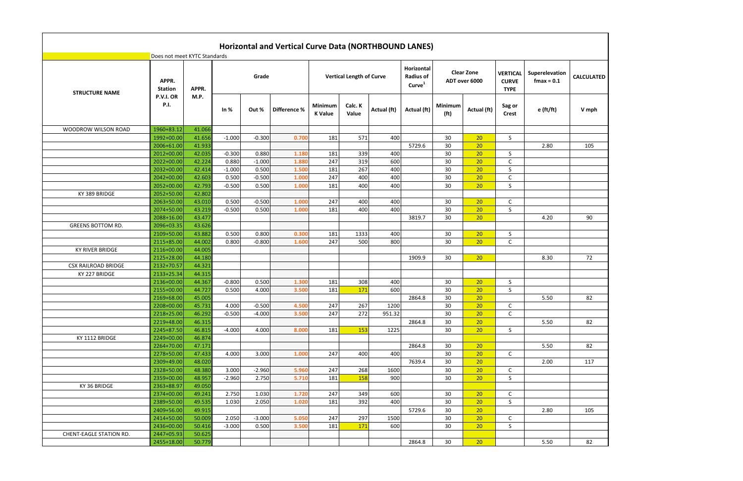# Horizontal and Vertical Curve Data (NORTHBOUND LANES)

Does not meet KYTC Standards

| STRUCTURE NAME | APPR. Station P.V.I. OR P.I. | APPR. M.P. | Grade | | | Vertical Length of Curve | | | Horizontal Radius of Curve[1] | Clear Zone ADT over 6000 | | VERTICAL CURVE TYPE | Superelevation fmax = 0.1 | CALCULATED |
|---|---|---|---|---|---|---|---|---|---|---|---|---|---|---|
| | | | In % | Out % | Difference % | Minimum K Value | Calc. K Value | Actual (ft) | Actual (ft) | Minimum (ft) | Actual (ft) | Sag or Crest | e (ft/ft) | V mph |
| WOODROW WILSON ROAD | 1960+83.12 | 41.066 | | | | | | | | | | | | |
| | 1992+00.00 | 41.656 | -1.000 | -0.300 | 0.700 | 181 | 571 | 400 | | 30 | 20 | S | | |
| | 2006+61.00 | 41.933 | | | | | | | 5729.6 | 30 | 20 | | 2.80 | 105 |
| | 2012+00.00 | 42.035 | -0.300 | 0.880 | 1.180 | 181 | 339 | 400 | | 30 | 20 | S | | |
| | 2022+00.00 | 42.224 | 0.880 | -1.000 | 1.880 | 247 | 319 | 600 | | 30 | 20 | C | | |
| | 2032+00.00 | 42.414 | -1.000 | 0.500 | 1.500 | 181 | 267 | 400 | | 30 | 20 | S | | |
| | 2042+00.00 | 42.603 | 0.500 | -0.500 | 1.000 | 247 | 400 | 400 | | 30 | 20 | C | | |
| | 2052+00.00 | 42.793 | -0.500 | 0.500 | 1.000 | 181 | 400 | 400 | | 30 | 20 | S | | |
| KY 389 BRIDGE | 2052+50.00 | 42.802 | | | | | | | | | | | | |
| | 2063+50.00 | 43.010 | 0.500 | -0.500 | 1.000 | 247 | 400 | 400 | | 30 | 20 | C | | |
| | 2074+50.00 | 43.219 | -0.500 | 0.500 | 1.000 | 181 | 400 | 400 | | 30 | 20 | S | | |
| | 2088+16.00 | 43.477 | | | | | | | 3819.7 | 30 | 20 | | 4.20 | 90 |
| GREENS BOTTOM RD. | 2096+03.35 | 43.626 | | | | | | | | | | | | |
| | 2109+50.00 | 43.882 | 0.500 | 0.800 | 0.300 | 181 | 1333 | 400 | | 30 | 20 | S | | |
| | 2115+85.00 | 44.002 | 0.800 | -0.800 | 1.600 | 247 | 500 | 800 | | 30 | 20 | C | | |
| KY RIVER BRIDGE | 2116+00.00 | 44.005 | | | | | | | | | | | | |
| | 2125+28.00 | 44.180 | | | | | | | 1909.9 | 30 | 20 | | 8.30 | 72 |
| CSX RAILROAD BRIDGE | 2132+70.57 | 44.321 | | | | | | | | | | | | |
| KY 227 BRIDGE | 2133+25.34 | 44.315 | | | | | | | | | | | | |
| | 2136+00.00 | 44.367 | -0.800 | 0.500 | 1.300 | 181 | 308 | 400 | | 30 | 20 | S | | |
| | 2155+00.00 | 44.727 | 0.500 | 4.000 | 3.500 | 181 | 171 | 600 | | 30 | 20 | S | | |
| | 2169+68.00 | 45.005 | | | | | | | 2864.8 | 30 | 20 | | 5.50 | 82 |
| | 2208+00.00 | 45.731 | 4.000 | -0.500 | 4.500 | 247 | 267 | 1200 | | 30 | 20 | C | | |
| | 2218+25.00 | 46.292 | -0.500 | -4.000 | 3.500 | 247 | 272 | 951.32 | | 30 | 20 | C | | |
| | 2219+48.00 | 46.315 | | | | | | | 2864.8 | 30 | 20 | | 5.50 | 82 |
| | 2245+87.50 | 46.815 | -4.000 | 4.000 | 8.000 | 181 | 153 | 1225 | | 30 | 20 | S | | |
| KY 1112 BRIDGE | 2249+00.00 | 46.874 | | | | | | | | | | | | |
| | 2264+70.00 | 47.171 | | | | | | | 2864.8 | 30 | 20 | | 5.50 | 82 |
| | 2278+50.00 | 47.433 | 4.000 | 3.000 | 1.000 | 247 | 400 | 400 | | 30 | 20 | C | | |
| | 2309+49.00 | 48.020 | | | | | | | 7639.4 | 30 | 20 | | 2.00 | 117 |
| | 2328+50.00 | 48.380 | 3.000 | -2.960 | 5.960 | 247 | 268 | 1600 | | 30 | 20 | C | | |
| | 2359+00.00 | 48.957 | -2.960 | 2.750 | 5.710 | 181 | 158 | 900 | | 30 | 20 | S | | |
| KY 36 BRIDGE | 2363+88.97 | 49.050 | | | | | | | | | | | | |
| | 2374+00.00 | 49.241 | 2.750 | 1.030 | 1.720 | 247 | 349 | 600 | | 30 | 20 | C | | |
| | 2389+50.00 | 49.535 | 1.030 | 2.050 | 1.020 | 181 | 392 | 400 | | 30 | 20 | S | | |
| | 2409+56.00 | 49.915 | | | | | | | 5729.6 | 30 | 20 | | 2.80 | 105 |
| | 2414+50.00 | 50.009 | 2.050 | -3.000 | 5.050 | 247 | 297 | 1500 | | 30 | 20 | C | | |
| | 2436+00.00 | 50.416 | -3.000 | 0.500 | 3.500 | 181 | 171 | 600 | | 30 | 20 | S | | |
| CHENT-EAGLE STATION RD. | 2447+05.93 | 50.625 | | | | | | | | | | | | |
| | 2455+18.00 | 50.779 | | | | | | | 2864.8 | 30 | 20 | | 5.50 | 82 |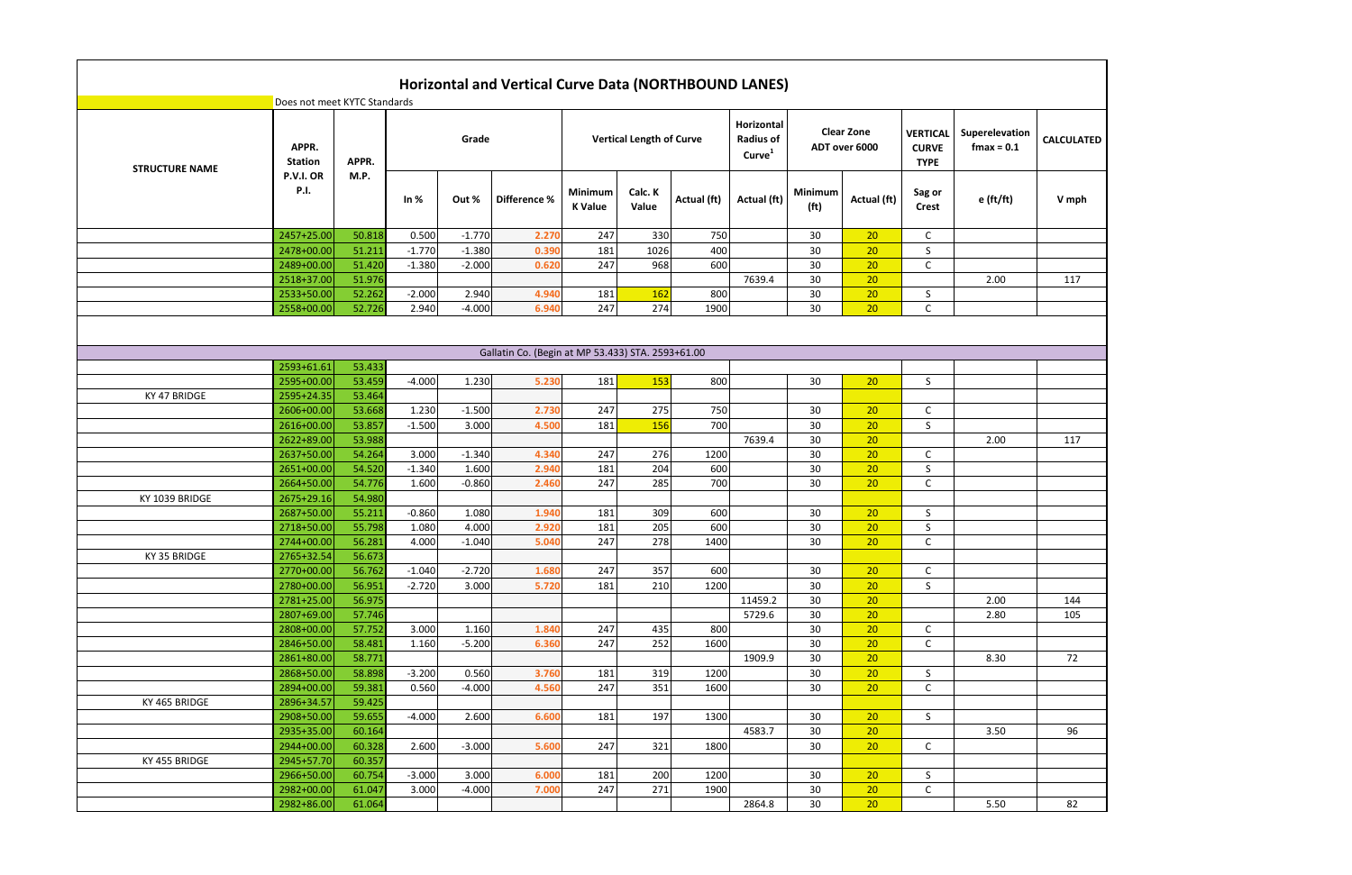# Horizontal and Vertical Curve Data (NORTHBOUND LANES)

Does not meet KYTC Standards

| STRUCTURE NAME | APPR. Station P.V.I. OR P.I. | APPR. M.P. | Grade | | | Vertical Length of Curve | | | Horizontal Radius of Curve[1] | Clear Zone ADT over 6000 | | VERTICAL CURVE TYPE | Superelevation fmax = 0.1 | CALCULATED |
|---|---|---|---|---|---|---|---|---|---|---|---|---|---|---|
| | | | In % | Out % | Difference % | Minimum K Value | Calc. K Value | Actual (ft) | Actual (ft) | Minimum (ft) | Actual (ft) | Sag or Crest | e (ft/ft) | V mph |
| | 2457+25.00 | 50.818 | 0.500 | -1.770 | 2.270 | 247 | 330 | 750 | | 30 | 20 | C | | |
| | 2478+00.00 | 51.211 | -1.770 | -1.380 | 0.390 | 181 | 1026 | 400 | | 30 | 20 | S | | |
| | 2489+00.00 | 51.420 | -1.380 | -2.000 | 0.620 | 247 | 968 | 600 | | 30 | 20 | C | | |
| | 2518+37.00 | 51.976 | | | | | | | 7639.4 | 30 | 20 | | 2.00 | 117 |
| | 2533+50.00 | 52.262 | -2.000 | 2.940 | 4.940 | 181 | 162 | 800 | | 30 | 20 | S | | |
| | 2558+00.00 | 52.726 | 2.940 | -4.000 | 6.940 | 247 | 274 | 1900 | | 30 | 20 | C | | |
| Gallatin Co. (Begin at MP 53.433) STA. 2593+61.60 | | | | | | | | | | | | | | |
| | 2593+61.61 | 53.433 | | | | | | | | | | | | |
| | 2595+00.00 | 53.459 | -4.000 | 1.230 | 5.230 | 181 | 153 | 800 | | 30 | 20 | S | | |
| KY 47 BRIDGE | 2595+24.35 | 53.464 | | | | | | | | | | | | |
| | 2606+00.00 | 53.668 | 1.230 | -1.500 | 2.730 | 247 | 275 | 750 | | 30 | 20 | C | | |
| | 2616+00.00 | 53.857 | -1.500 | 3.000 | 4.500 | 181 | 156 | 700 | | 30 | 20 | S | | |
| | 2622+89.00 | 53.988 | | | | | | | 7639.4 | 30 | 20 | | 2.00 | 117 |
| | 2637+50.00 | 54.264 | 3.000 | -1.340 | 4.340 | 247 | 276 | 1200 | | 30 | 20 | C | | |
| | 2651+00.00 | 54.520 | -1.340 | 1.600 | 2.940 | 181 | 204 | 600 | | 30 | 20 | S | | |
| | 2664+50.00 | 54.776 | 1.600 | -0.860 | 2.460 | 247 | 285 | 700 | | 30 | 20 | C | | |
| KY 1039 BRIDGE | 2675+29.16 | 54.980 | | | | | | | | | | | | |
| | 2687+50.00 | 55.211 | -0.860 | 1.080 | 1.940 | 181 | 309 | 600 | | 30 | 20 | S | | |
| | 2718+50.00 | 55.798 | 1.080 | 4.000 | 2.920 | 181 | 205 | 600 | | 30 | 20 | S | | |
| | 2744+00.00 | 56.281 | 4.000 | -1.040 | 5.040 | 247 | 278 | 1400 | | 30 | 20 | C | | |
| KY 35 BRIDGE | 2765+32.54 | 56.673 | | | | | | | | | | | | |
| | 2770+00.00 | 56.762 | -1.040 | -2.720 | 1.680 | 247 | 357 | 600 | | 30 | 20 | C | | |
| | 2780+00.00 | 56.951 | -2.720 | 3.000 | 5.720 | 181 | 210 | 1200 | | 30 | 20 | S | | |
| | 2781+25.00 | 56.975 | | | | | | | 11459.2 | 30 | 20 | | 2.00 | 144 |
| | 2807+69.00 | 57.746 | | | | | | | 5729.6 | 30 | 20 | | 2.80 | 105 |
| | 2808+00.00 | 57.752 | 3.000 | 1.160 | 1.840 | 247 | 435 | 800 | | 30 | 20 | C | | |
| | 2846+50.00 | 58.481 | 1.160 | -5.200 | 6.360 | 247 | 252 | 1600 | | 30 | 20 | C | | |
| | 2861+80.00 | 58.771 | | | | | | | 1909.9 | 30 | 20 | | 8.30 | 72 |
| | 2868+50.00 | 58.898 | -3.200 | 0.560 | 3.760 | 181 | 319 | 1200 | | 30 | 20 | S | | |
| | 2894+00.00 | 59.381 | 0.560 | -4.000 | 4.560 | 247 | 351 | 1600 | | 30 | 20 | C | | |
| KY 465 BRIDGE | 2896+34.57 | 59.425 | | | | | | | | | | | | |
| | 2908+50.00 | 59.655 | -4.000 | 2.600 | 6.600 | 181 | 197 | 1300 | | 30 | 20 | S | | |
| | 2935+35.00 | 60.164 | | | | | | | 4583.7 | 30 | 20 | | 3.50 | 96 |
| | 2944+00.00 | 60.328 | 2.600 | -3.000 | 5.600 | 247 | 321 | 1800 | | 30 | 20 | C | | |
| KY 455 BRIDGE | 2945+57.70 | 60.357 | | | | | | | | | | | | |
| | 2966+50.00 | 60.754 | -3.000 | 3.000 | 6.000 | 181 | 200 | 1200 | | 30 | 20 | S | | |
| | 2982+00.00 | 61.047 | 3.000 | -4.000 | 7.000 | 247 | 271 | 1900 | | 30 | 20 | C | | |
| | 2982+86.00 | 61.064 | | | | | | | 2864.8 | 30 | 20 | | 5.50 | 82 |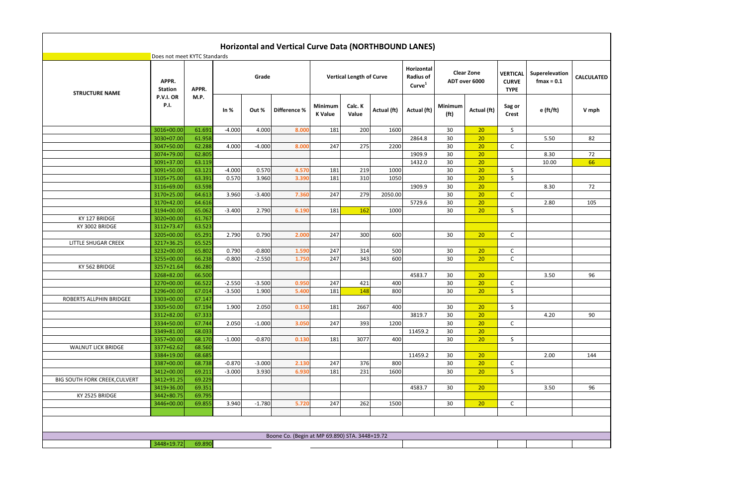# Horizontal and Vertical Curve Data (NORTHBOUND LANES)

Does not meet KYTC Standards

| STRUCTURE NAME | APPR. Station P.V.I. OR P.I. | APPR. M.P. | Grade | | | Vertical Length of Curve | | | Horizontal Radius of Curve[1] | Clear Zone ADT over 6000 | | VERTICAL CURVE TYPE | Superelevation fmax = 0.1 | CALCULATED |
|---|---|---|---|---|---|---|---|---|---|---|---|---|---|---|
| | | | In % | Out % | Difference % | Minimum K Value | Calc. K Value | Actual (ft) | Actual (ft) | Minimum (ft) | Actual (ft) | Sag or Crest | e (ft/ft) | V mph |
| | 3016+00.00 | 61.691 | -4.000 | 4.000 | 8.000 | 181 | 200 | 1600 | | 30 | 20 | S | | |
| | 3030+07.00 | 61.958 | | | | | | | 2864.8 | 30 | 20 | | 5.50 | 82 |
| | 3047+50.00 | 62.288 | 4.000 | -4.000 | 8.000 | 247 | 275 | 2200 | | 30 | 20 | C | | |
| | 3074+79.00 | 62.805 | | | | | | | 1909.9 | 30 | 20 | | 8.30 | 72 |
| | 3091+37.00 | 63.119 | | | | | | | 1432.0 | 30 | 20 | | 10.00 | 66 |
| | 3091+50.00 | 63.121 | -4.000 | 0.570 | 4.570 | 181 | 219 | 1000 | | 30 | 20 | S | | |
| | 3105+75.00 | 63.391 | 0.570 | 3.960 | 3.390 | 181 | 310 | 1050 | | 30 | 20 | S | | |
| | 3116+69.00 | 63.598 | | | | | | | 1909.9 | 30 | 20 | | 8.30 | 72 |
| | 3170+25.00 | 64.613 | 3.960 | -3.400 | 7.360 | 247 | 279 | 2050.00 | | 30 | 20 | C | | |
| | 3170+42.00 | 64.616 | | | | | | | 5729.6 | 30 | 20 | | 2.80 | 105 |
| | 3194+00.00 | 65.062 | -3.400 | 2.790 | 6.190 | 181 | 162 | 1000 | | 30 | 20 | S | | |
| KY 127 BRIDGE | 3020+00.00 | 61.767 | | | | | | | | | | | | |
| KY 3002 BRIDGE | 3112+73.47 | 63.523 | | | | | | | | | | | | |
| | 3205+00.00 | 65.291 | 2.790 | 0.790 | 2.000 | 247 | 300 | 600 | | 30 | 20 | C | | |
| LITTLE SHUGAR CREEK | 3217+36.25 | 65.525 | | | | | | | | | | | | |
| | 3232+00.00 | 65.802 | 0.790 | -0.800 | 1.590 | 247 | 314 | 500 | | 30 | 20 | C | | |
| | 3255+00.00 | 66.238 | -0.800 | -2.550 | 1.750 | 247 | 343 | 600 | | 30 | 20 | C | | |
| KY 562 BRIDGE | 3257+21.64 | 66.280 | | | | | | | | | | | | |
| | 3268+82.00 | 66.500 | | | | | | | 4583.7 | 30 | 20 | | 3.50 | 96 |
| | 3270+00.00 | 66.522 | -2.550 | -3.500 | 0.950 | 247 | 421 | 400 | | 30 | 20 | C | | |
| | 3296+00.00 | 67.014 | -3.500 | 1.900 | 5.400 | 181 | 148 | 800 | | 30 | 20 | S | | |
| ROBERTS ALLPHIN BRIDGEE | 3303+00.00 | 67.147 | | | | | | | | | | | | |
| | 3305+50.00 | 67.194 | 1.900 | 2.050 | 0.150 | 181 | 2667 | 400 | | 30 | 20 | S | | |
| | 3312+82.00 | 67.333 | | | | | | | 3819.7 | 30 | 20 | | 4.20 | 90 |
| | 3334+50.00 | 67.744 | 2.050 | -1.000 | 3.050 | 247 | 393 | 1200 | | 30 | 20 | C | | |
| | 3349+81.00 | 68.033 | | | | | | | 11459.2 | 30 | 20 | | | |
| | 3357+00.00 | 68.170 | -1.000 | -0.870 | 0.130 | 181 | 3077 | 400 | | 30 | 20 | S | | |
| WALNUT LICK BRIDGE | 3377+62.62 | 68.560 | | | | | | | | | | | | |
| | 3384+19.00 | 68.685 | | | | | | | 11459.2 | 30 | 20 | | 2.00 | 144 |
| | 3387+00.00 | 68.738 | -0.870 | -3.000 | 2.130 | 247 | 376 | 800 | | 30 | 20 | C | | |
| | 3412+00.00 | 69.211 | -3.000 | 3.930 | 6.930 | 181 | 231 | 1600 | | 30 | 20 | S | | |
| BIG SOUTH FORK CREEK,CULVERT | 3412+91.25 | 69.229 | | | | | | | | | | | | |
| | 3419+36.00 | 69.351 | | | | | | | 4583.7 | 30 | 20 | | 3.50 | 96 |
| KY 2525 BRIDGE | 3442+80.75 | 69.795 | | | | | | | | | | | | |
| | 3446+00.00 | 69.855 | 3.940 | -1.780 | 5.720 | 247 | 262 | 1500 | | 30 | 20 | C | | |

Boone Co. (Begin at MP 69.890) STA. 3448+19.72

| | | |
|---|---|---|
| | 3448+19.72 | 69.890 |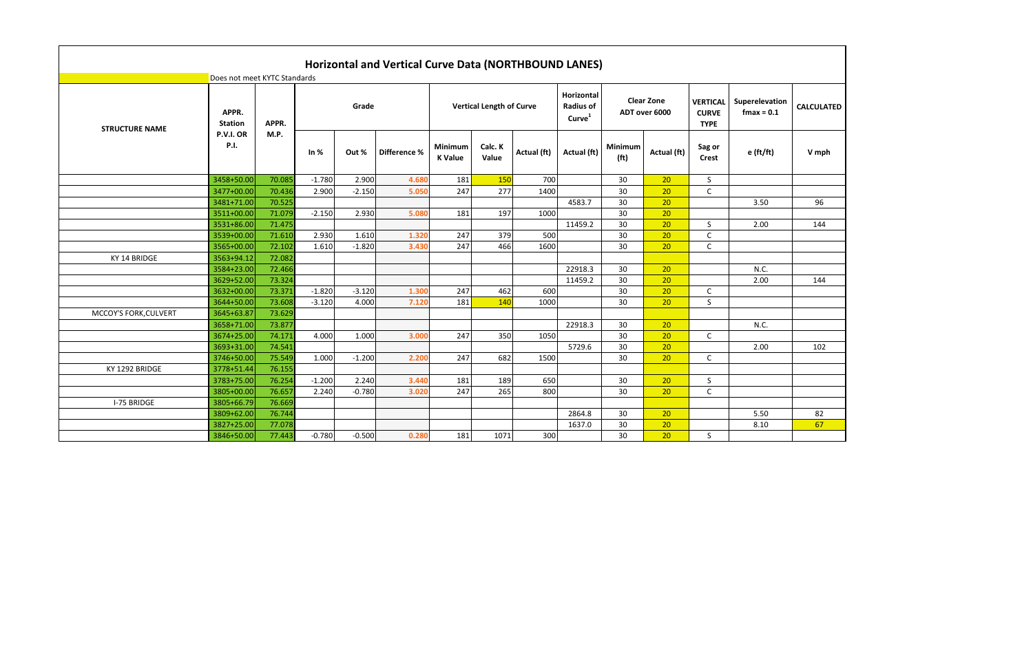# Horizontal and Vertical Curve Data (NORTHBOUND LANES)

Does not meet KYTC Standards

| STRUCTURE NAME | APPR. Station P.V.I. OR P.I. | APPR. M.P. | Grade | | | Vertical Length of Curve | | | Horizontal Radius of Curve[1] | Clear Zone ADT over 6000 | | VERTICAL CURVE TYPE | Superelevation fmax = 0.1 | CALCULATED |
|---|---|---|---|---|---|---|---|---|---|---|---|---|---|---|
| | | | In % | Out % | Difference % | Minimum K Value | Calc. K Value | Actual (ft) | Actual (ft) | Minimum (ft) | Actual (ft) | Sag or Crest | e (ft/ft) | V mph |
| | 3458+50.00 | 70.085 | -1.780 | 2.900 | 4.680 | 181 | 150 | 700 | | 30 | 20 | S | | |
| | 3477+00.00 | 70.436 | 2.900 | -2.150 | 5.050 | 247 | 277 | 1400 | | 30 | 20 | C | | |
| | 3481+71.00 | 70.525 | | | | | | | 4583.7 | 30 | 20 | | 3.50 | 96 |
| | 3511+00.00 | 71.079 | -2.150 | 2.930 | 5.080 | 181 | 197 | 1000 | | 30 | 20 | | | |
| | 3531+86.00 | 71.475 | | | | | | | 11459.2 | 30 | 20 | S | 2.00 | 144 |
| | 3539+00.00 | 71.610 | 2.930 | 1.610 | 1.320 | 247 | 379 | 500 | | 30 | 20 | C | | |
| | 3565+00.00 | 72.102 | 1.610 | -1.820 | 3.430 | 247 | 466 | 1600 | | 30 | 20 | C | | |
| KY 14 BRIDGE | 3563+94.12 | 72.082 | | | | | | | | | | | | |
| | 3584+23.00 | 72.466 | | | | | | | 22918.3 | 30 | 20 | | N.C. | |
| | 3629+52.00 | 73.324 | | | | | | | 11459.2 | 30 | 20 | | 2.00 | 144 |
| | 3632+00.00 | 73.371 | -1.820 | -3.120 | 1.300 | 247 | 462 | 600 | | 30 | 20 | C | | |
| | 3644+50.00 | 73.608 | -3.120 | 4.000 | 7.120 | 181 | 140 | 1000 | | 30 | 20 | S | | |
| MCCOY'S FORK,CULVERT | 3645+63.87 | 73.629 | | | | | | | | | | | | |
| | 3658+71.00 | 73.877 | | | | | | | 22918.3 | 30 | 20 | | N.C. | |
| | 3674+25.00 | 74.171 | 4.000 | 1.000 | 3.000 | 247 | 350 | 1050 | | 30 | 20 | C | | |
| | 3693+31.00 | 74.541 | | | | | | | 5729.6 | 30 | 20 | | 2.00 | 102 |
| | 3746+50.00 | 75.549 | 1.000 | -1.200 | 2.200 | 247 | 682 | 1500 | | 30 | 20 | C | | |
| KY 1292 BRIDGE | 3778+51.44 | 76.155 | | | | | | | | | | | | |
| | 3783+75.00 | 76.254 | -1.200 | 2.240 | 3.440 | 181 | 189 | 650 | | 30 | 20 | S | | |
| | 3805+00.00 | 76.657 | 2.240 | -0.780 | 3.020 | 247 | 265 | 800 | | 30 | 20 | C | | |
| I-75 BRIDGE | 3805+66.79 | 76.669 | | | | | | | | | | | | |
| | 3809+62.00 | 76.744 | | | | | | | 2864.8 | 30 | 20 | | 5.50 | 82 |
| | 3827+25.00 | 77.078 | | | | | | | 1637.0 | 30 | 20 | | 8.10 | 67 |
| | 3846+50.00 | 77.443 | -0.780 | -0.500 | 0.280 | 181 | 1071 | 300 | | 30 | 20 | S | | |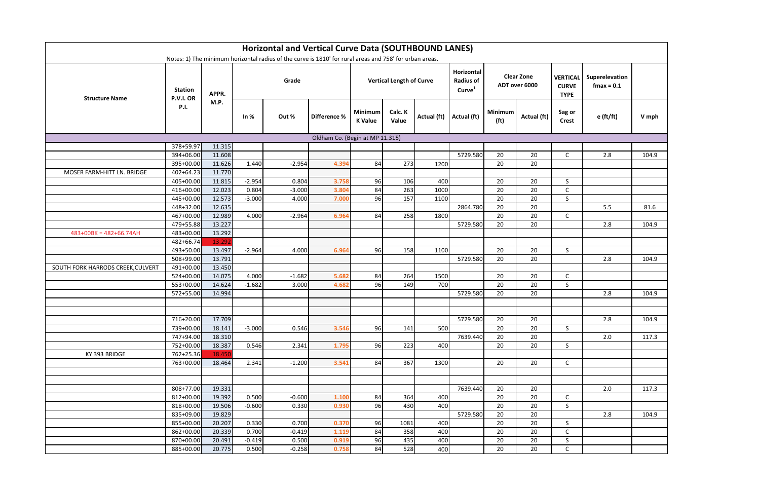# Horizontal and Vertical Curve Data (SOUTHBOUND LANES)

Notes: 1) The minimum horizontal radius of the curve is 1810' for rural areas and 758' for urban areas.

| Structure Name | Station P.V.I. OR P.I. | APPR. M.P. | Grade | | | Vertical Length of Curve | | | Horizontal Radius of Curve[1] | Clear Zone ADT over 6000 | | VERTICAL CURVE TYPE | Superelevation fmax = 0.1 | |
|---|---|---|---|---|---|---|---|---|---|---|---|---|---|---|
| | | | In % | Out % | Difference % | Minimum K Value | Calc. K Value | Actual (ft) | Actual (ft) | Minimum (ft) | Actual (ft) | Sag or Crest | e (ft/ft) | V mph |
| Oldham Co. (Begin at MP 11.315) | | | | | | | | | | | | | | |
| | 378+59.97 | 11.315 | | | | | | | | | | | | |
| | 394+06.00 | 11.608 | | | | | | | 5729.580 | 20 | 20 | C | 2.8 | 104.9 |
| | 395+00.00 | 11.626 | 1.440 | -2.954 | 4.394 | 84 | 273 | 1200 | | 20 | 20 | | | |
| MOSER FARM-HITT LN. BRIDGE | 402+64.23 | 11.770 | | | | | | | | | | | | |
| | 405+00.00 | 11.815 | -2.954 | 0.804 | 3.758 | 96 | 106 | 400 | | 20 | 20 | S | | |
| | 416+00.00 | 12.023 | 0.804 | -3.000 | 3.804 | 84 | 263 | 1000 | | 20 | 20 | C | | |
| | 445+00.00 | 12.573 | -3.000 | 4.000 | 7.000 | 96 | 157 | 1100 | | 20 | 20 | S | | |
| | 448+32.00 | 12.635 | | | | | | | 2864.780 | 20 | 20 | | 5.5 | 81.6 |
| | 467+00.00 | 12.989 | 4.000 | -2.964 | 6.964 | 84 | 258 | 1800 | | 20 | 20 | C | | |
| | 479+55.88 | 13.227 | | | | | | | 5729.580 | 20 | 20 | | 2.8 | 104.9 |
| 483+00BK = 482+66.74AH | 483+00.00 | 13.292 | | | | | | | | | | | | |
| | 482+66.74 | 13.292 | | | | | | | | | | | | |
| | 493+50.00 | 13.497 | -2.964 | 4.000 | 6.964 | 96 | 158 | 1100 | | 20 | 20 | S | | |
| | 508+99.00 | 13.791 | | | | | | | 5729.580 | 20 | 20 | | 2.8 | 104.9 |
| SOUTH FORK HARRODS CREEK,CULVERT | 491+00.00 | 13.450 | | | | | | | | | | | | |
| | 524+00.00 | 14.075 | 4.000 | -1.682 | 5.682 | 84 | 264 | 1500 | | 20 | 20 | C | | |
| | 553+00.00 | 14.624 | -1.682 | 3.000 | 4.682 | 96 | 149 | 700 | | 20 | 20 | S | | |
| | 572+55.00 | 14.994 | | | | | | | 5729.580 | 20 | 20 | | 2.8 | 104.9 |
| | | | | | | | | | | | | | | |
| | | | | | | | | | | | | | | |
| | 716+20.00 | 17.709 | | | | | | | 5729.580 | 20 | 20 | | 2.8 | 104.9 |
| | 739+00.00 | 18.141 | -3.000 | 0.546 | 3.546 | 96 | 141 | 500 | | 20 | 20 | S | | |
| | 747+94.00 | 18.310 | | | | | | | 7639.440 | 20 | 20 | | 2.0 | 117.3 |
| | 752+00.00 | 18.387 | 0.546 | 2.341 | 1.795 | 96 | 223 | 400 | | 20 | 20 | S | | |
| KY 393 BRIDGE | 762+25.36 | 18.450 | | | | | | | | | | | | |
| | 763+00.00 | 18.464 | 2.341 | -1.200 | 3.541 | 84 | 367 | 1300 | | 20 | 20 | C | | |
| | | | | | | | | | | | | | | |
| | | | | | | | | | | | | | | |
| | 808+77.00 | 19.331 | | | | | | | 7639.440 | 20 | 20 | | 2.0 | 117.3 |
| | 812+00.00 | 19.392 | 0.500 | -0.600 | 1.100 | 84 | 364 | 400 | | 20 | 20 | C | | |
| | 818+00.00 | 19.506 | -0.600 | 0.330 | 0.930 | 96 | 430 | 400 | | 20 | 20 | S | | |
| | 835+09.00 | 19.829 | | | | | | | 5729.580 | 20 | 20 | | 2.8 | 104.9 |
| | 855+00.00 | 20.207 | 0.330 | 0.700 | 0.370 | 96 | 1081 | 400 | | 20 | 20 | S | | |
| | 862+00.00 | 20.339 | 0.700 | -0.419 | 1.119 | 84 | 358 | 400 | | 20 | 20 | C | | |
| | 870+00.00 | 20.491 | -0.419 | 0.500 | 0.919 | 96 | 435 | 400 | | 20 | 20 | S | | |
| | 885+00.00 | 20.775 | 0.500 | -0.258 | 0.758 | 84 | 528 | 400 | | 20 | 20 | C | | |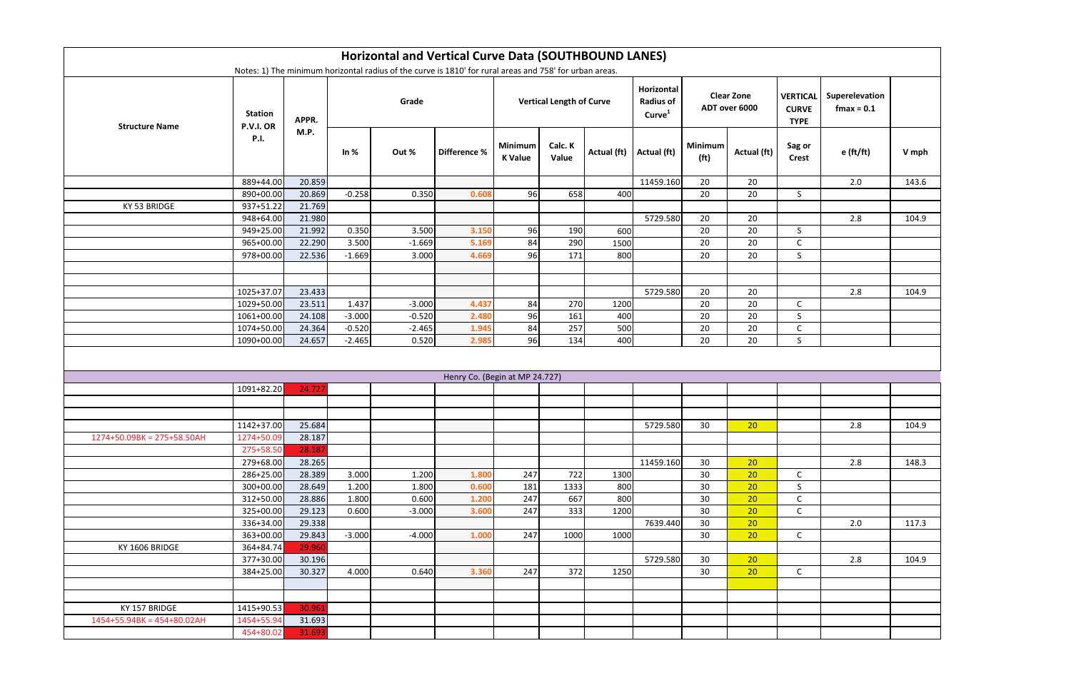# Horizontal and Vertical Curve Data (SOUTHBOUND LANES)

Notes: 1) The minimum horizontal radius of the curve is 1810' for rural areas and 758' for urban areas.

| Structure Name | Station P.V.I. OR P.I. | APPR. M.P. | Grade | | | Vertical Length of Curve | | | Horizontal Radius of Curve[1] | Clear Zone ADT over 6000 | | VERTICAL CURVE TYPE | Superelevation fmax = 0.1 | |
|---|---|---|---|---|---|---|---|---|---|---|---|---|---|---|
| | | | In % | Out % | Difference % | Minimum K Value | Calc. K Value | Actual (ft) | Actual (ft) | Minimum (ft) | Actual (ft) | Sag or Crest | e (ft/ft) | V mph |
| | 889+44.00 | 20.859 | | | | | | | 11459.160 | 20 | 20 | | 2.0 | 143.6 |
| | 890+00.00 | 20.869 | -0.258 | 0.350 | 0.608 | 96 | 658 | 400 | | 20 | 20 | S | | |
| KY 53 BRIDGE | 937+51.22 | 21.769 | | | | | | | | | | | | |
| | 948+64.00 | 21.980 | | | | | | | 5729.580 | 20 | 20 | | 2.8 | 104.9 |
| | 949+25.00 | 21.992 | 0.350 | 3.500 | 3.150 | 96 | 190 | 600 | | 20 | 20 | S | | |
| | 965+00.00 | 22.290 | 3.500 | -1.669 | 5.169 | 84 | 290 | 1500 | | 20 | 20 | C | | |
| | 978+00.00 | 22.536 | -1.669 | 3.000 | 4.669 | 96 | 171 | 800 | | 20 | 20 | S | | |
| | | | | | | | | | | | | | | |
| | | | | | | | | | | | | | | |
| | 1025+37.07 | 23.433 | | | | | | | 5729.580 | 20 | 20 | | 2.8 | 104.9 |
| | 1029+50.00 | 23.511 | 1.437 | -3.000 | 4.437 | 84 | 270 | 1200 | | 20 | 20 | C | | |
| | 1061+00.00 | 24.108 | -3.000 | -0.520 | 2.480 | 96 | 161 | 400 | | 20 | 20 | S | | |
| | 1074+50.00 | 24.364 | -0.520 | -2.465 | 1.945 | 84 | 257 | 500 | | 20 | 20 | C | | |
| | 1090+00.00 | 24.657 | -2.465 | 0.520 | 2.985 | 96 | 134 | 400 | | 20 | 20 | S | | |
| Henry Co. (Begin at MP 24.727) | | | | | | | | | | | | | | |
| | 1091+82.20 | 24.727 | | | | | | | | | | | | |
| | | | | | | | | | | | | | | |
| | | | | | | | | | | | | | | |
| | 1142+37.00 | 25.684 | | | | | | | 5729.580 | 30 | 20 | | 2.8 | 104.9 |
| 1274+50.09BK = 275+58.50AH | 1274+50.09 | 28.187 | | | | | | | | | | | | |
| | 275+58.50 | 28.187 | | | | | | | | | | | | |
| | 279+68.00 | 28.265 | | | | | | | 11459.160 | 30 | 20 | | 2.8 | 148.3 |
| | 286+25.00 | 28.389 | 3.000 | 1.200 | 1.800 | 247 | 722 | 1300 | | 30 | 20 | C | | |
| | 300+00.00 | 28.649 | 1.200 | 1.800 | 0.600 | 181 | 1333 | 800 | | 30 | 20 | S | | |
| | 312+50.00 | 28.886 | 1.800 | 0.600 | 1.200 | 247 | 667 | 800 | | 30 | 20 | C | | |
| | 325+00.00 | 29.123 | 0.600 | -3.000 | 3.600 | 247 | 333 | 1200 | | 30 | 20 | C | | |
| | 336+34.00 | 29.338 | | | | | | | 7639.440 | 30 | 20 | | 2.0 | 117.3 |
| | 363+00.00 | 29.843 | -3.000 | -4.000 | 1.000 | 247 | 1000 | 1000 | | 30 | 20 | C | | |
| KY 1606 BRIDGE | 364+84.74 | 29.960 | | | | | | | | | | | | |
| | 377+30.00 | 30.196 | | | | | | | 5729.580 | 30 | 20 | | 2.8 | 104.9 |
| | 384+25.00 | 30.327 | 4.000 | 0.640 | 3.360 | 247 | 372 | 1250 | | 30 | 20 | C | | |
| | | | | | | | | | | | | | | |
| | | | | | | | | | | | | | | |
| KY 157 BRIDGE | 1415+90.53 | 30.961 | | | | | | | | | | | | |
| 1454+55.94BK = 454+80.02AH | 1454+55.94 | 31.693 | | | | | | | | | | | | |
| | 454+80.02 | 31.693 | | | | | | | | | | | | |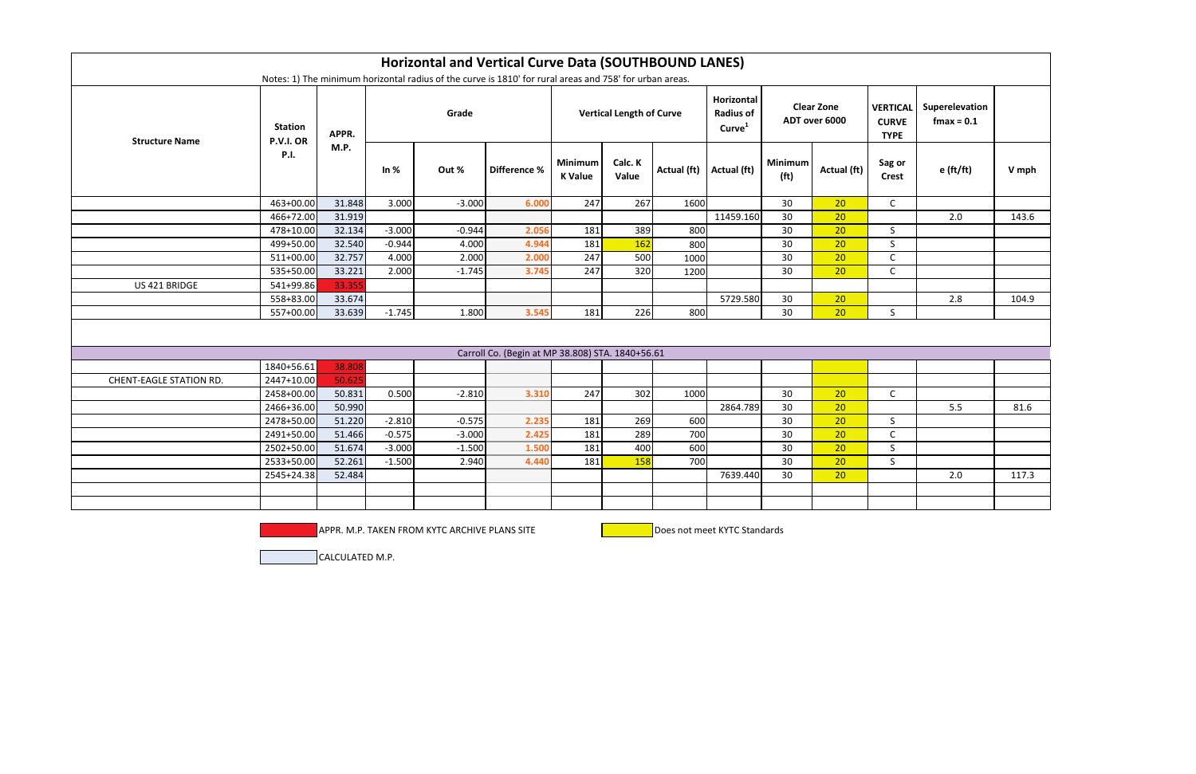# Horizontal and Vertical Curve Data (SOUTHBOUND LANES)

Notes: 1) The minimum horizontal radius of the curve is 1810' for rural areas and 758' for urban areas.

| Structure Name | Station P.V.I. OR P.I. | APPR. M.P. | Grade | | | Vertical Length of Curve | | | Horizontal Radius of Curve[1] | Clear Zone ADT over 6000 | | VERTICAL CURVE TYPE | Superelevation fmax = 0.1 | |
|---|---|---|---|---|---|---|---|---|---|---|---|---|---|---|
| | | | In % | Out % | Difference % | Minimum K Value | Calc. K Value | Actual (ft) | Actual (ft) | Minimum (ft) | Actual (ft) | Sag or Crest | e (ft/ft) | V mph |
| | 463+00.00 | 31.848 | 3.000 | -3.000 | 6.000 | 247 | 267 | 1600 | | 30 | 20 | C | | |
| | 466+72.00 | 31.919 | | | | | | | 11459.160 | 30 | 20 | | 2.0 | 143.6 |
| | 478+10.00 | 32.134 | -3.000 | -0.944 | 2.056 | 181 | 389 | 800 | | 30 | 20 | S | | |
| | 499+50.00 | 32.540 | -0.944 | 4.000 | 4.944 | 181 | 162 | 800 | | 30 | 20 | S | | |
| | 511+00.00 | 32.757 | 4.000 | 2.000 | 2.000 | 247 | 500 | 1000 | | 30 | 20 | C | | |
| | 535+50.00 | 33.221 | 2.000 | -1.745 | 3.745 | 247 | 320 | 1200 | | 30 | 20 | C | | |
| US 421 BRIDGE | 541+99.86 | 33.355 | | | | | | | | | | | | |
| | 558+83.00 | 33.674 | | | | | | | 5729.580 | 30 | 20 | | 2.8 | 104.9 |
| | 557+00.00 | 33.639 | -1.745 | 1.800 | 3.545 | 181 | 226 | 800 | | 30 | 20 | S | | |
| Carroll Co. (Begin at MP 38.808) STA. 1840+56.61 | | | | | | | | | | | | | | |
| | 1840+56.61 | 38.808 | | | | | | | | | | | | |
| CHENT-EAGLE STATION RD. | 2447+10.00 | 50.625 | | | | | | | | | | | | |
| | 2458+00.00 | 50.831 | 0.500 | -2.810 | 3.310 | 247 | 302 | 1000 | | 30 | 20 | C | | |
| | 2466+36.00 | 50.990 | | | | | | | 2864.789 | 30 | 20 | | 5.5 | 81.6 |
| | 2478+50.00 | 51.220 | -2.810 | -0.575 | 2.235 | 181 | 269 | 600 | | 30 | 20 | S | | |
| | 2491+50.00 | 51.466 | -0.575 | -3.000 | 2.425 | 181 | 289 | 700 | | 30 | 20 | C | | |
| | 2502+50.00 | 51.674 | -3.000 | -1.500 | 1.500 | 181 | 400 | 600 | | 30 | 20 | S | | |
| | 2533+50.00 | 52.261 | -1.500 | 2.940 | 4.440 | 181 | 158 | 700 | | 30 | 20 | S | | |
| | 2545+24.38 | 52.484 | | | | | | | 7639.440 | 30 | 20 | | 2.0 | 117.3 |

APPR. M.P. TAKEN FROM KYTC ARCHIVE PLANS SITE (red)

Does not meet KYTC Standards (yellow)

CALCULATED M.P. (light blue)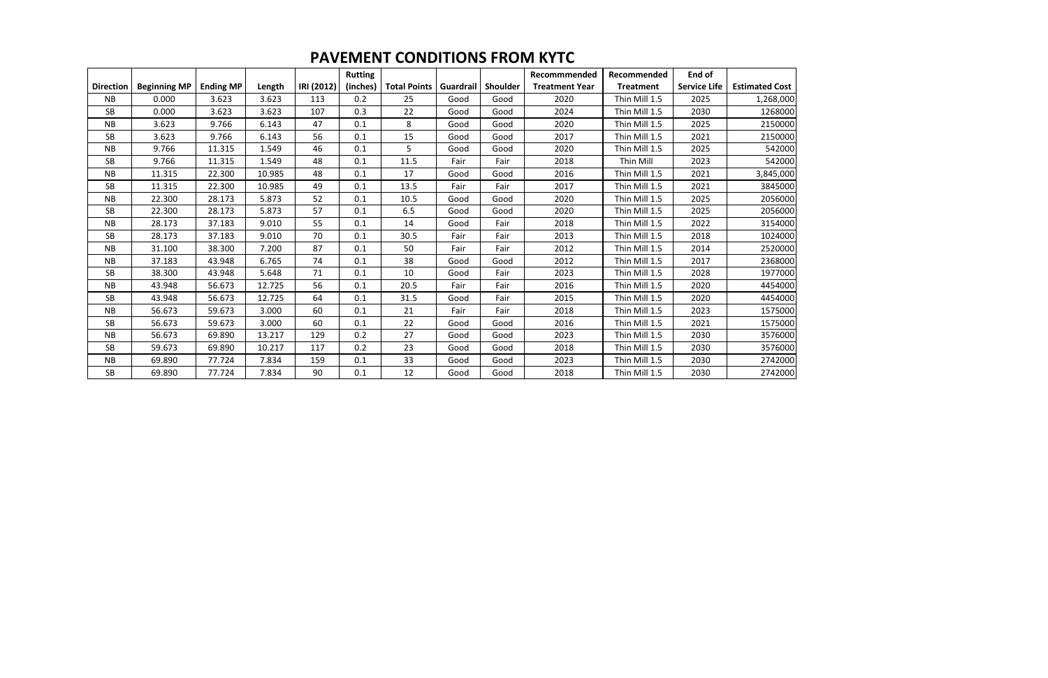# PAVEMENT CONDITIONS FROM KYTC

| Direction | Beginning MP | Ending MP | Length | IRI (2012) | Rutting (inches) | Total Points | Guardrail | Shoulder | Recommmended Treatment Year | Recommended Treatment | End of Service Life | Estimated Cost |
|---|---|---|---|---|---|---|---|---|---|---|---|---|
| NB | 0.000 | 3.623 | 3.623 | 113 | 0.2 | 25 | Good | Good | 2020 | Thin Mill 1.5 | 2025 | 1,268,000 |
| SB | 0.000 | 3.623 | 3.623 | 107 | 0.3 | 22 | Good | Good | 2024 | Thin Mill 1.5 | 2030 | 1268000 |
| NB | 3.623 | 9.766 | 6.143 | 47 | 0.1 | 8 | Good | Good | 2020 | Thin Mill 1.5 | 2025 | 2150000 |
| SB | 3.623 | 9.766 | 6.143 | 56 | 0.1 | 15 | Good | Good | 2017 | Thin Mill 1.5 | 2021 | 2150000 |
| NB | 9.766 | 11.315 | 1.549 | 46 | 0.1 | 5 | Good | Good | 2020 | Thin Mill 1.5 | 2025 | 542000 |
| SB | 9.766 | 11.315 | 1.549 | 48 | 0.1 | 11.5 | Fair | Fair | 2018 | Thin Mill | 2023 | 542000 |
| NB | 11.315 | 22.300 | 10.985 | 48 | 0.1 | 17 | Good | Good | 2016 | Thin Mill 1.5 | 2021 | 3,845,000 |
| SB | 11.315 | 22.300 | 10.985 | 49 | 0.1 | 13.5 | Fair | Fair | 2017 | Thin Mill 1.5 | 2021 | 3845000 |
| NB | 22.300 | 28.173 | 5.873 | 52 | 0.1 | 10.5 | Good | Good | 2020 | Thin Mill 1.5 | 2025 | 2056000 |
| SB | 22.300 | 28.173 | 5.873 | 57 | 0.1 | 6.5 | Good | Good | 2020 | Thin Mill 1.5 | 2025 | 2056000 |
| NB | 28.173 | 37.183 | 9.010 | 55 | 0.1 | 14 | Good | Fair | 2018 | Thin Mill 1.5 | 2022 | 3154000 |
| SB | 28.173 | 37.183 | 9.010 | 70 | 0.1 | 30.5 | Fair | Fair | 2013 | Thin Mill 1.5 | 2018 | 1024000 |
| NB | 31.100 | 38.300 | 7.200 | 87 | 0.1 | 50 | Fair | Fair | 2012 | Thin Mill 1.5 | 2014 | 2520000 |
| NB | 37.183 | 43.948 | 6.765 | 74 | 0.1 | 38 | Good | Good | 2012 | Thin Mill 1.5 | 2017 | 2368000 |
| SB | 38.300 | 43.948 | 5.648 | 71 | 0.1 | 10 | Good | Fair | 2023 | Thin Mill 1.5 | 2028 | 1977000 |
| NB | 43.948 | 56.673 | 12.725 | 56 | 0.1 | 20.5 | Fair | Fair | 2016 | Thin Mill 1.5 | 2020 | 4454000 |
| SB | 43.948 | 56.673 | 12.725 | 64 | 0.1 | 31.5 | Good | Fair | 2015 | Thin Mill 1.5 | 2020 | 4454000 |
| NB | 56.673 | 59.673 | 3.000 | 60 | 0.1 | 21 | Fair | Fair | 2018 | Thin Mill 1.5 | 2023 | 1575000 |
| SB | 56.673 | 59.673 | 3.000 | 60 | 0.1 | 22 | Good | Good | 2016 | Thin Mill 1.5 | 2021 | 1575000 |
| NB | 56.673 | 69.890 | 13.217 | 129 | 0.2 | 27 | Good | Good | 2023 | Thin Mill 1.5 | 2030 | 3576000 |
| SB | 59.673 | 69.890 | 10.217 | 117 | 0.2 | 23 | Good | Good | 2018 | Thin Mill 1.5 | 2030 | 3576000 |
| NB | 69.890 | 77.724 | 7.834 | 159 | 0.1 | 33 | Good | Good | 2023 | Thin Mill 1.5 | 2030 | 2742000 |
| SB | 69.890 | 77.724 | 7.834 | 90 | 0.1 | 12 | Good | Good | 2018 | Thin Mill 1.5 | 2030 | 2742000 |